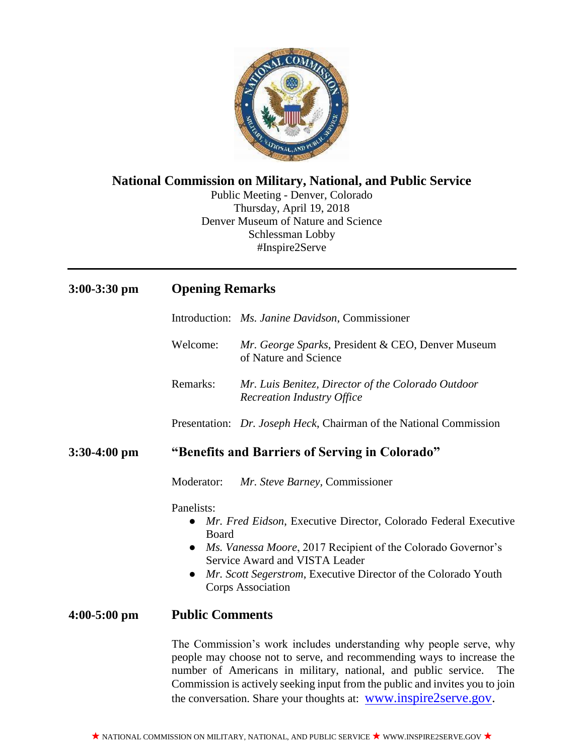# National Commission on Military, National, and Public Service

Public Meeting - Denver, Colorado
Thursday, April 19, 2018
Denver Museum of Nature and Science
Schlessman Lobby
#Inspire2Serve

---

**3:00-3:30 pm** **Opening Remarks**

Introduction: *Ms. Janine Davidson*, Commissioner

Welcome: *Mr. George Sparks*, President & CEO, Denver Museum of Nature and Science

Remarks: *Mr. Luis Benitez, Director of the Colorado Outdoor Recreation Industry Office*

Presentation: *Dr. Joseph Heck*, Chairman of the National Commission

**3:30-4:00 pm** **"Benefits and Barriers of Serving in Colorado"**

Moderator: *Mr. Steve Barney*, Commissioner

Panelists:

- *Mr. Fred Eidson*, Executive Director, Colorado Federal Executive Board
- *Ms. Vanessa Moore*, 2017 Recipient of the Colorado Governor's Service Award and VISTA Leader
- *Mr. Scott Segerstrom*, Executive Director of the Colorado Youth Corps Association

**4:00-5:00 pm** **Public Comments**

The Commission's work includes understanding why people serve, why people may choose not to serve, and recommending ways to increase the number of Americans in military, national, and public service. The Commission is actively seeking input from the public and invites you to join the conversation. Share your thoughts at: www.inspire2serve.gov.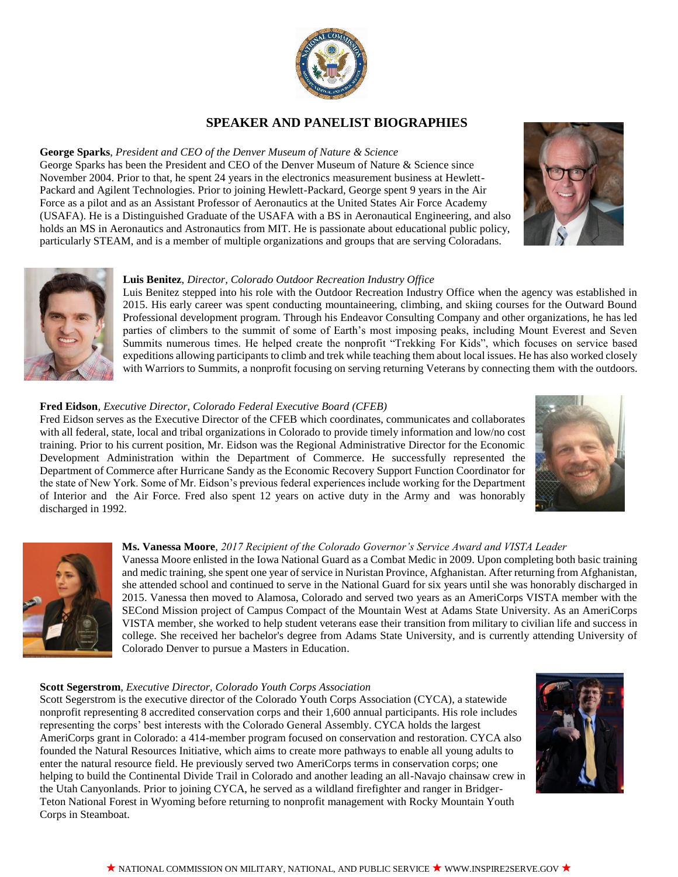## SPEAKER AND PANELIST BIOGRAPHIES

**George Sparks**, *President and CEO of the Denver Museum of Nature & Science*
George Sparks has been the President and CEO of the Denver Museum of Nature & Science since November 2004. Prior to that, he spent 24 years in the electronics measurement business at Hewlett-Packard and Agilent Technologies. Prior to joining Hewlett-Packard, George spent 9 years in the Air Force as a pilot and as an Assistant Professor of Aeronautics at the United States Air Force Academy (USAFA). He is a Distinguished Graduate of the USAFA with a BS in Aeronautical Engineering, and also holds an MS in Aeronautics and Astronautics from MIT. He is passionate about educational public policy, particularly STEAM, and is a member of multiple organizations and groups that are serving Coloradans.

**Luis Benitez**, *Director, Colorado Outdoor Recreation Industry Office*
Luis Benitez stepped into his role with the Outdoor Recreation Industry Office when the agency was established in 2015. His early career was spent conducting mountaineering, climbing, and skiing courses for the Outward Bound Professional development program. Through his Endeavor Consulting Company and other organizations, he has led parties of climbers to the summit of some of Earth's most imposing peaks, including Mount Everest and Seven Summits numerous times. He helped create the nonprofit "Trekking For Kids", which focuses on service based expeditions allowing participants to climb and trek while teaching them about local issues. He has also worked closely with Warriors to Summits, a nonprofit focusing on serving returning Veterans by connecting them with the outdoors.

**Fred Eidson**, *Executive Director, Colorado Federal Executive Board (CFEB)*
Fred Eidson serves as the Executive Director of the CFEB which coordinates, communicates and collaborates with all federal, state, local and tribal organizations in Colorado to provide timely information and low/no cost training. Prior to his current position, Mr. Eidson was the Regional Administrative Director for the Economic Development Administration within the Department of Commerce. He successfully represented the Department of Commerce after Hurricane Sandy as the Economic Recovery Support Function Coordinator for the state of New York. Some of Mr. Eidson's previous federal experiences include working for the Department of Interior and the Air Force. Fred also spent 12 years on active duty in the Army and was honorably discharged in 1992.

**Ms. Vanessa Moore**, *2017 Recipient of the Colorado Governor's Service Award and VISTA Leader*
Vanessa Moore enlisted in the Iowa National Guard as a Combat Medic in 2009. Upon completing both basic training and medic training, she spent one year of service in Nuristan Province, Afghanistan. After returning from Afghanistan, she attended school and continued to serve in the National Guard for six years until she was honorably discharged in 2015. Vanessa then moved to Alamosa, Colorado and served two years as an AmeriCorps VISTA member with the SECond Mission project of Campus Compact of the Mountain West at Adams State University. As an AmeriCorps VISTA member, she worked to help student veterans ease their transition from military to civilian life and success in college. She received her bachelor's degree from Adams State University, and is currently attending University of Colorado Denver to pursue a Masters in Education.

**Scott Segerstrom**, *Executive Director, Colorado Youth Corps Association*
Scott Segerstrom is the executive director of the Colorado Youth Corps Association (CYCA), a statewide nonprofit representing 8 accredited conservation corps and their 1,600 annual participants. His role includes representing the corps' best interests with the Colorado General Assembly. CYCA holds the largest AmeriCorps grant in Colorado: a 414-member program focused on conservation and restoration. CYCA also founded the Natural Resources Initiative, which aims to create more pathways to enable all young adults to enter the natural resource field. He previously served two AmeriCorps terms in conservation corps; one helping to build the Continental Divide Trail in Colorado and another leading an all-Navajo chainsaw crew in the Utah Canyonlands. Prior to joining CYCA, he served as a wildland firefighter and ranger in Bridger-Teton National Forest in Wyoming before returning to nonprofit management with Rocky Mountain Youth Corps in Steamboat.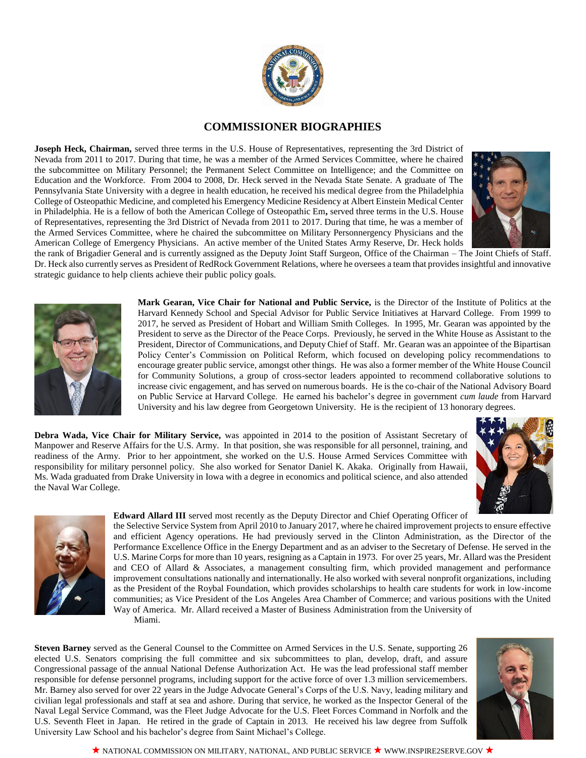# COMMISSIONER BIOGRAPHIES

**Joseph Heck, Chairman,** served three terms in the U.S. House of Representatives, representing the 3rd District of Nevada from 2011 to 2017. During that time, he was a member of the Armed Services Committee, where he chaired the subcommittee on Military Personnel; the Permanent Select Committee on Intelligence; and the Committee on Education and the Workforce. From 2004 to 2008, Dr. Heck served in the Nevada State Senate. A graduate of The Pennsylvania State University with a degree in health education, he received his medical degree from the Philadelphia College of Osteopathic Medicine, and completed his Emergency Medicine Residency at Albert Einstein Medical Center in Philadelphia. He is a fellow of both the American College of Osteopathic Em**,** served three terms in the U.S. House of Representatives, representing the 3rd District of Nevada from 2011 to 2017. During that time, he was a member of the Armed Services Committee, where he chaired the subcommittee on Military Personnergency Physicians and the American College of Emergency Physicians. An active member of the United States Army Reserve, Dr. Heck holds the rank of Brigadier General and is currently assigned as the Deputy Joint Staff Surgeon, Office of the Chairman – The Joint Chiefs of Staff. Dr. Heck also currently serves as President of RedRock Government Relations, where he oversees a team that provides insightful and innovative strategic guidance to help clients achieve their public policy goals.

**Mark Gearan, Vice Chair for National and Public Service,** is the Director of the Institute of Politics at the Harvard Kennedy School and Special Advisor for Public Service Initiatives at Harvard College. From 1999 to 2017, he served as President of Hobart and William Smith Colleges. In 1995, Mr. Gearan was appointed by the President to serve as the Director of the Peace Corps. Previously, he served in the White House as Assistant to the President, Director of Communications, and Deputy Chief of Staff. Mr. Gearan was an appointee of the Bipartisan Policy Center's Commission on Political Reform, which focused on developing policy recommendations to encourage greater public service, amongst other things. He was also a former member of the White House Council for Community Solutions, a group of cross-sector leaders appointed to recommend collaborative solutions to increase civic engagement, and has served on numerous boards. He is the co-chair of the National Advisory Board on Public Service at Harvard College. He earned his bachelor's degree in government *cum laude* from Harvard University and his law degree from Georgetown University. He is the recipient of 13 honorary degrees.

**Debra Wada, Vice Chair for Military Service,** was appointed in 2014 to the position of Assistant Secretary of Manpower and Reserve Affairs for the U.S. Army. In that position, she was responsible for all personnel, training, and readiness of the Army. Prior to her appointment, she worked on the U.S. House Armed Services Committee with responsibility for military personnel policy. She also worked for Senator Daniel K. Akaka. Originally from Hawaii, Ms. Wada graduated from Drake University in Iowa with a degree in economics and political science, and also attended the Naval War College.

**Edward Allard III** served most recently as the Deputy Director and Chief Operating Officer of the Selective Service System from April 2010 to January 2017, where he chaired improvement projects to ensure effective and efficient Agency operations. He had previously served in the Clinton Administration, as the Director of the Performance Excellence Office in the Energy Department and as an adviser to the Secretary of Defense. He served in the U.S. Marine Corps for more than 10 years, resigning as a Captain in 1973. For over 25 years, Mr. Allard was the President and CEO of Allard & Associates, a management consulting firm, which provided management and performance improvement consultations nationally and internationally. He also worked with several nonprofit organizations, including as the President of the Roybal Foundation, which provides scholarships to health care students for work in low-income communities; as Vice President of the Los Angeles Area Chamber of Commerce; and various positions with the United Way of America. Mr. Allard received a Master of Business Administration from the University of Miami.

**Steven Barney** served as the General Counsel to the Committee on Armed Services in the U.S. Senate, supporting 26 elected U.S. Senators comprising the full committee and six subcommittees to plan, develop, draft, and assure Congressional passage of the annual National Defense Authorization Act. He was the lead professional staff member responsible for defense personnel programs, including support for the active force of over 1.3 million servicemembers. Mr. Barney also served for over 22 years in the Judge Advocate General's Corps of the U.S. Navy, leading military and civilian legal professionals and staff at sea and ashore. During that service, he worked as the Inspector General of the Naval Legal Service Command, was the Fleet Judge Advocate for the U.S. Fleet Forces Command in Norfolk and the U.S. Seventh Fleet in Japan. He retired in the grade of Captain in 2013. He received his law degree from Suffolk University Law School and his bachelor's degree from Saint Michael's College.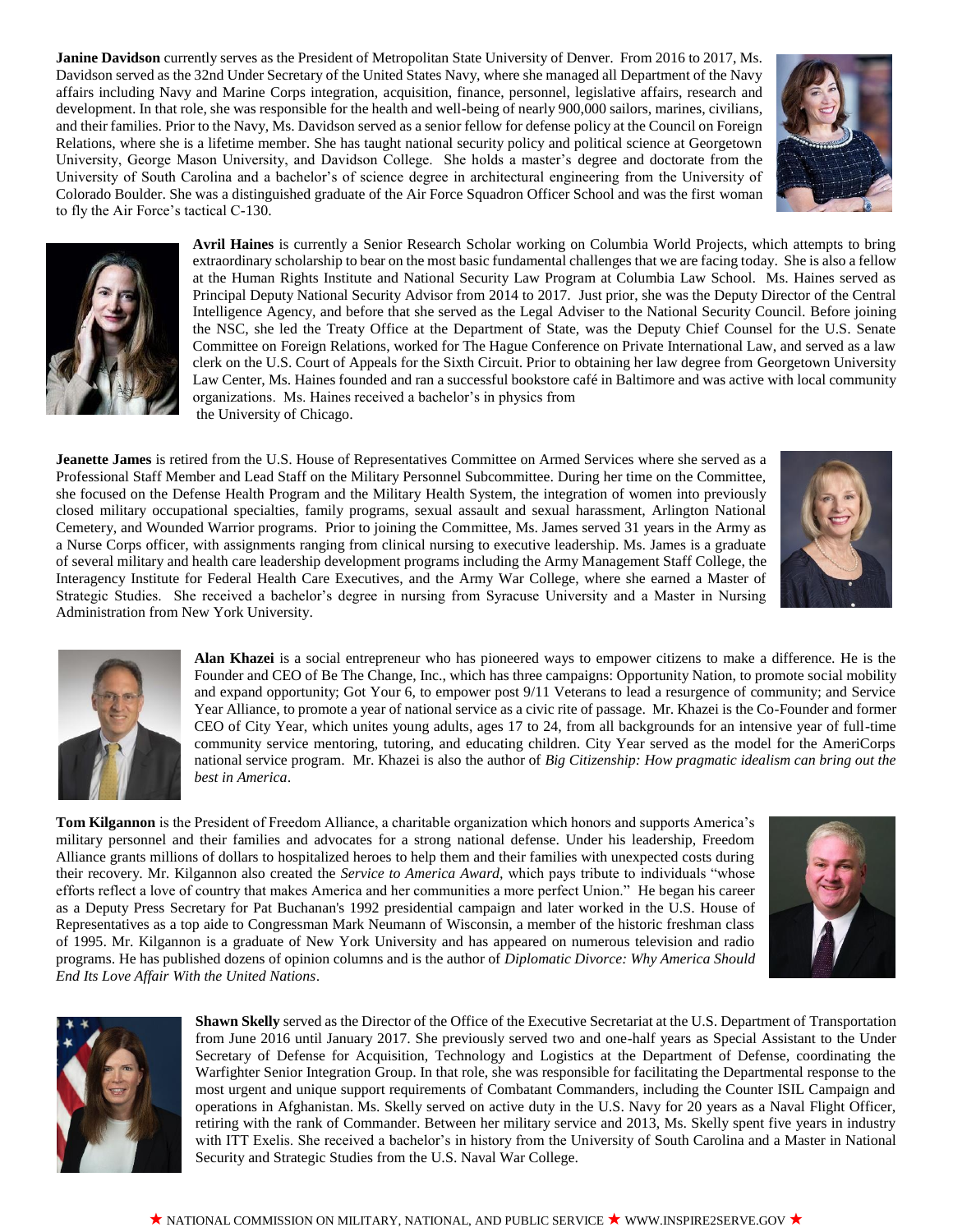**Janine Davidson** currently serves as the President of Metropolitan State University of Denver. From 2016 to 2017, Ms. Davidson served as the 32nd Under Secretary of the United States Navy, where she managed all Department of the Navy affairs including Navy and Marine Corps integration, acquisition, finance, personnel, legislative affairs, research and development. In that role, she was responsible for the health and well-being of nearly 900,000 sailors, marines, civilians, and their families. Prior to the Navy, Ms. Davidson served as a senior fellow for defense policy at the Council on Foreign Relations, where she is a lifetime member. She has taught national security policy and political science at Georgetown University, George Mason University, and Davidson College. She holds a master's degree and doctorate from the University of South Carolina and a bachelor's of science degree in architectural engineering from the University of Colorado Boulder. She was a distinguished graduate of the Air Force Squadron Officer School and was the first woman to fly the Air Force's tactical C-130.

**Avril Haines** is currently a Senior Research Scholar working on Columbia World Projects, which attempts to bring extraordinary scholarship to bear on the most basic fundamental challenges that we are facing today. She is also a fellow at the Human Rights Institute and National Security Law Program at Columbia Law School. Ms. Haines served as Principal Deputy National Security Advisor from 2014 to 2017. Just prior, she was the Deputy Director of the Central Intelligence Agency, and before that she served as the Legal Adviser to the National Security Council. Before joining the NSC, she led the Treaty Office at the Department of State, was the Deputy Chief Counsel for the U.S. Senate Committee on Foreign Relations, worked for The Hague Conference on Private International Law, and served as a law clerk on the U.S. Court of Appeals for the Sixth Circuit. Prior to obtaining her law degree from Georgetown University Law Center, Ms. Haines founded and ran a successful bookstore café in Baltimore and was active with local community organizations. Ms. Haines received a bachelor's in physics from the University of Chicago.

**Jeanette James** is retired from the U.S. House of Representatives Committee on Armed Services where she served as a Professional Staff Member and Lead Staff on the Military Personnel Subcommittee. During her time on the Committee, she focused on the Defense Health Program and the Military Health System, the integration of women into previously closed military occupational specialties, family programs, sexual assault and sexual harassment, Arlington National Cemetery, and Wounded Warrior programs. Prior to joining the Committee, Ms. James served 31 years in the Army as a Nurse Corps officer, with assignments ranging from clinical nursing to executive leadership. Ms. James is a graduate of several military and health care leadership development programs including the Army Management Staff College, the Interagency Institute for Federal Health Care Executives, and the Army War College, where she earned a Master of Strategic Studies. She received a bachelor's degree in nursing from Syracuse University and a Master in Nursing Administration from New York University.

**Alan Khazei** is a social entrepreneur who has pioneered ways to empower citizens to make a difference. He is the Founder and CEO of Be The Change, Inc., which has three campaigns: Opportunity Nation, to promote social mobility and expand opportunity; Got Your 6, to empower post 9/11 Veterans to lead a resurgence of community; and Service Year Alliance, to promote a year of national service as a civic rite of passage. Mr. Khazei is the Co-Founder and former CEO of City Year, which unites young adults, ages 17 to 24, from all backgrounds for an intensive year of full-time community service mentoring, tutoring, and educating children. City Year served as the model for the AmeriCorps national service program. Mr. Khazei is also the author of *Big Citizenship: How pragmatic idealism can bring out the best in America*.

**Tom Kilgannon** is the President of Freedom Alliance, a charitable organization which honors and supports America's military personnel and their families and advocates for a strong national defense. Under his leadership, Freedom Alliance grants millions of dollars to hospitalized heroes to help them and their families with unexpected costs during their recovery. Mr. Kilgannon also created the *Service to America Award*, which pays tribute to individuals "whose efforts reflect a love of country that makes America and her communities a more perfect Union." He began his career as a Deputy Press Secretary for Pat Buchanan's 1992 presidential campaign and later worked in the U.S. House of Representatives as a top aide to Congressman Mark Neumann of Wisconsin, a member of the historic freshman class of 1995. Mr. Kilgannon is a graduate of New York University and has appeared on numerous television and radio programs. He has published dozens of opinion columns and is the author of *Diplomatic Divorce: Why America Should End Its Love Affair With the United Nations*.

**Shawn Skelly** served as the Director of the Office of the Executive Secretariat at the U.S. Department of Transportation from June 2016 until January 2017. She previously served two and one-half years as Special Assistant to the Under Secretary of Defense for Acquisition, Technology and Logistics at the Department of Defense, coordinating the Warfighter Senior Integration Group. In that role, she was responsible for facilitating the Departmental response to the most urgent and unique support requirements of Combatant Commanders, including the Counter ISIL Campaign and operations in Afghanistan. Ms. Skelly served on active duty in the U.S. Navy for 20 years as a Naval Flight Officer, retiring with the rank of Commander. Between her military service and 2013, Ms. Skelly spent five years in industry with ITT Exelis. She received a bachelor's in history from the University of South Carolina and a Master in National Security and Strategic Studies from the U.S. Naval War College.